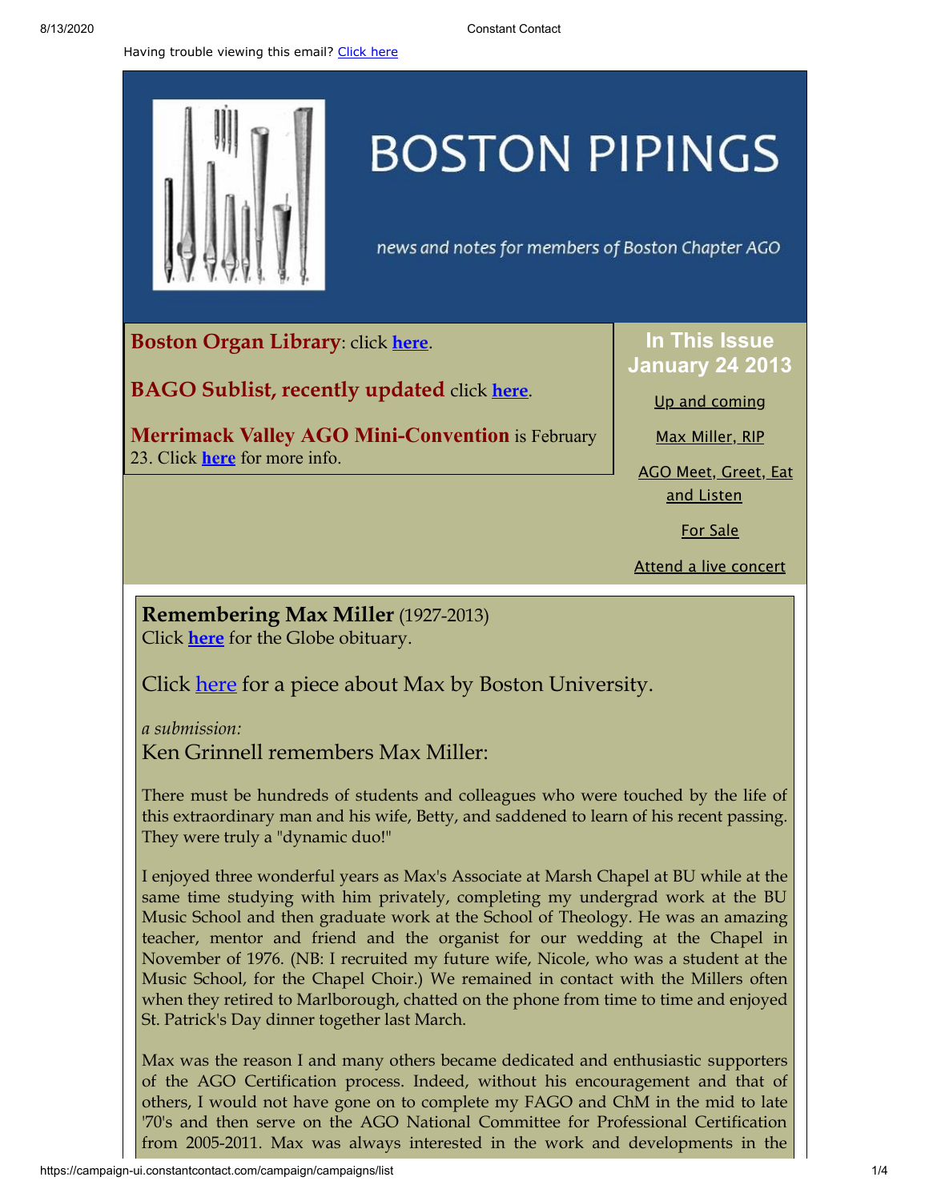Having trouble viewing this email? Click here

# BOSTON PIPINGS

*news and notes for members of Boston Chapter AGO*

**Boston Organ Library**: click **here**.

**BAGO Sublist, recently updated** click **here**.

**Merrimack Valley AGO Mini-Convention** is February 23. Click **here** for more info.

## In This Issue
## January 24 2013

- Up and coming
- Max Miller, RIP
- AGO Meet, Greet, Eat and Listen
- For Sale
- Attend a live concert

**Remembering Max Miller** (1927-2013)
Click **here** for the Globe obituary.

Click here for a piece about Max by Boston University.

*a submission:*
Ken Grinnell remembers Max Miller:

There must be hundreds of students and colleagues who were touched by the life of this extraordinary man and his wife, Betty, and saddened to learn of his recent passing. They were truly a "dynamic duo!"

I enjoyed three wonderful years as Max's Associate at Marsh Chapel at BU while at the same time studying with him privately, completing my undergrad work at the BU Music School and then graduate work at the School of Theology. He was an amazing teacher, mentor and friend and the organist for our wedding at the Chapel in November of 1976. (NB: I recruited my future wife, Nicole, who was a student at the Music School, for the Chapel Choir.) We remained in contact with the Millers often when they retired to Marlborough, chatted on the phone from time to time and enjoyed St. Patrick's Day dinner together last March.

Max was the reason I and many others became dedicated and enthusiastic supporters of the AGO Certification process. Indeed, without his encouragement and that of others, I would not have gone on to complete my FAGO and ChM in the mid to late '70's and then serve on the AGO National Committee for Professional Certification from 2005-2011. Max was always interested in the work and developments in the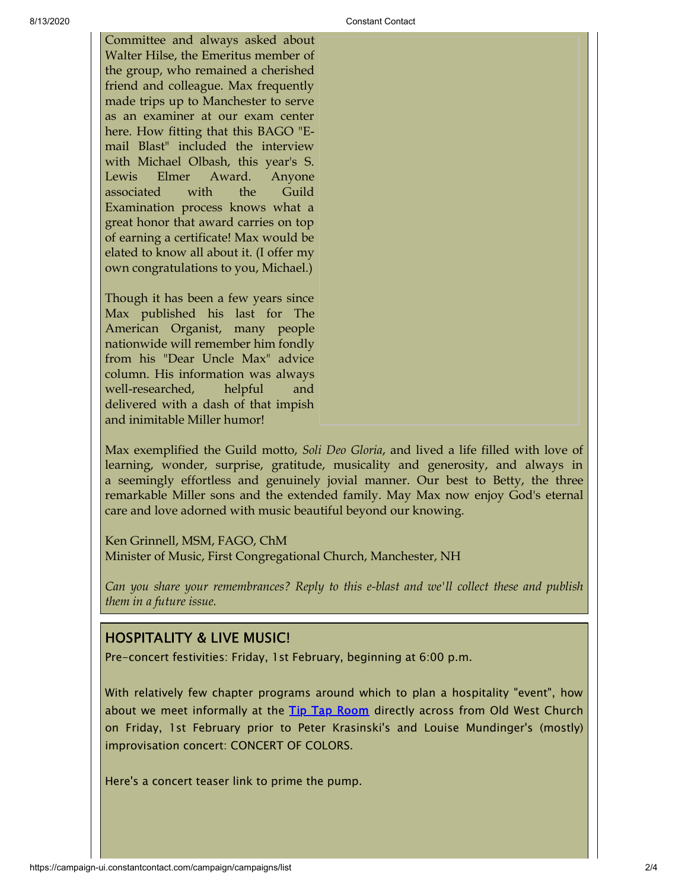Committee and always asked about Walter Hilse, the Emeritus member of the group, who remained a cherished friend and colleague. Max frequently made trips up to Manchester to serve as an examiner at our exam center here. How fitting that this BAGO "E-mail Blast" included the interview with Michael Olbash, this year's S. Lewis Elmer Award. Anyone associated with the Guild Examination process knows what a great honor that award carries on top of earning a certificate! Max would be elated to know all about it. (I offer my own congratulations to you, Michael.)

Though it has been a few years since Max published his last for The American Organist, many people nationwide will remember him fondly from his "Dear Uncle Max" advice column. His information was always well-researched, helpful and delivered with a dash of that impish and inimitable Miller humor!

Max exemplified the Guild motto, *Soli Deo Gloria*, and lived a life filled with love of learning, wonder, surprise, gratitude, musicality and generosity, and always in a seemingly effortless and genuinely jovial manner. Our best to Betty, the three remarkable Miller sons and the extended family. May Max now enjoy God's eternal care and love adorned with music beautiful beyond our knowing.

Ken Grinnell, MSM, FAGO, ChM
Minister of Music, First Congregational Church, Manchester, NH

*Can you share your remembrances? Reply to this e-blast and we'll collect these and publish them in a future issue.*

## HOSPITALITY & LIVE MUSIC!

Pre-concert festivities: Friday, 1st February, beginning at 6:00 p.m.

With relatively few chapter programs around which to plan a hospitality "event", how about we meet informally at the [Tip Tap Room] directly across from Old West Church on Friday, 1st February prior to Peter Krasinski's and Louise Mundinger's (mostly) improvisation concert: CONCERT OF COLORS.

Here's a concert teaser link to prime the pump.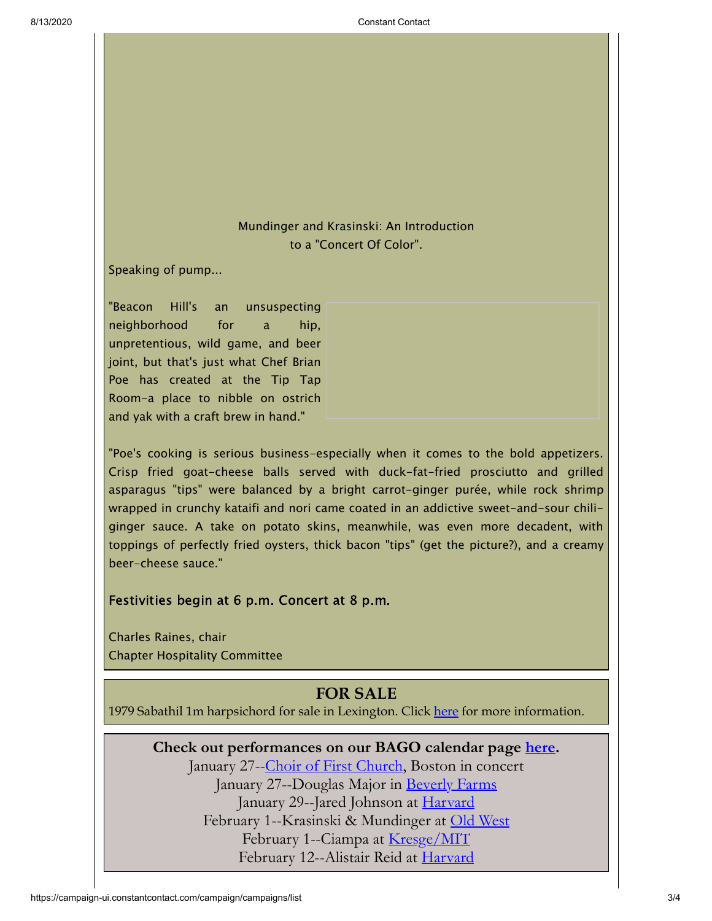Mundinger and Krasinski: An Introduction to a "Concert Of Color".

Speaking of pump...

"Beacon Hill's an unsuspecting neighborhood for a hip, unpretentious, wild game, and beer joint, but that's just what Chef Brian Poe has created at the Tip Tap Room-a place to nibble on ostrich and yak with a craft brew in hand."

"Poe's cooking is serious business-especially when it comes to the bold appetizers. Crisp fried goat-cheese balls served with duck-fat-fried prosciutto and grilled asparagus "tips" were balanced by a bright carrot-ginger purée, while rock shrimp wrapped in crunchy kataifi and nori came coated in an addictive sweet-and-sour chili-ginger sauce. A take on potato skins, meanwhile, was even more decadent, with toppings of perfectly fried oysters, thick bacon "tips" (get the picture?), and a creamy beer-cheese sauce."

Festivities begin at 6 p.m. Concert at 8 p.m.

Charles Raines, chair
Chapter Hospitality Committee

## FOR SALE

1979 Sabathil 1m harpsichord for sale in Lexington. Click here for more information.

**Check out performances on our BAGO calendar page here.**

January 27--Choir of First Church, Boston in concert
January 27--Douglas Major in Beverly Farms
January 29--Jared Johnson at Harvard
February 1--Krasinski & Mundinger at Old West
February 1--Ciampa at Kresge/MIT
February 12--Alistair Reid at Harvard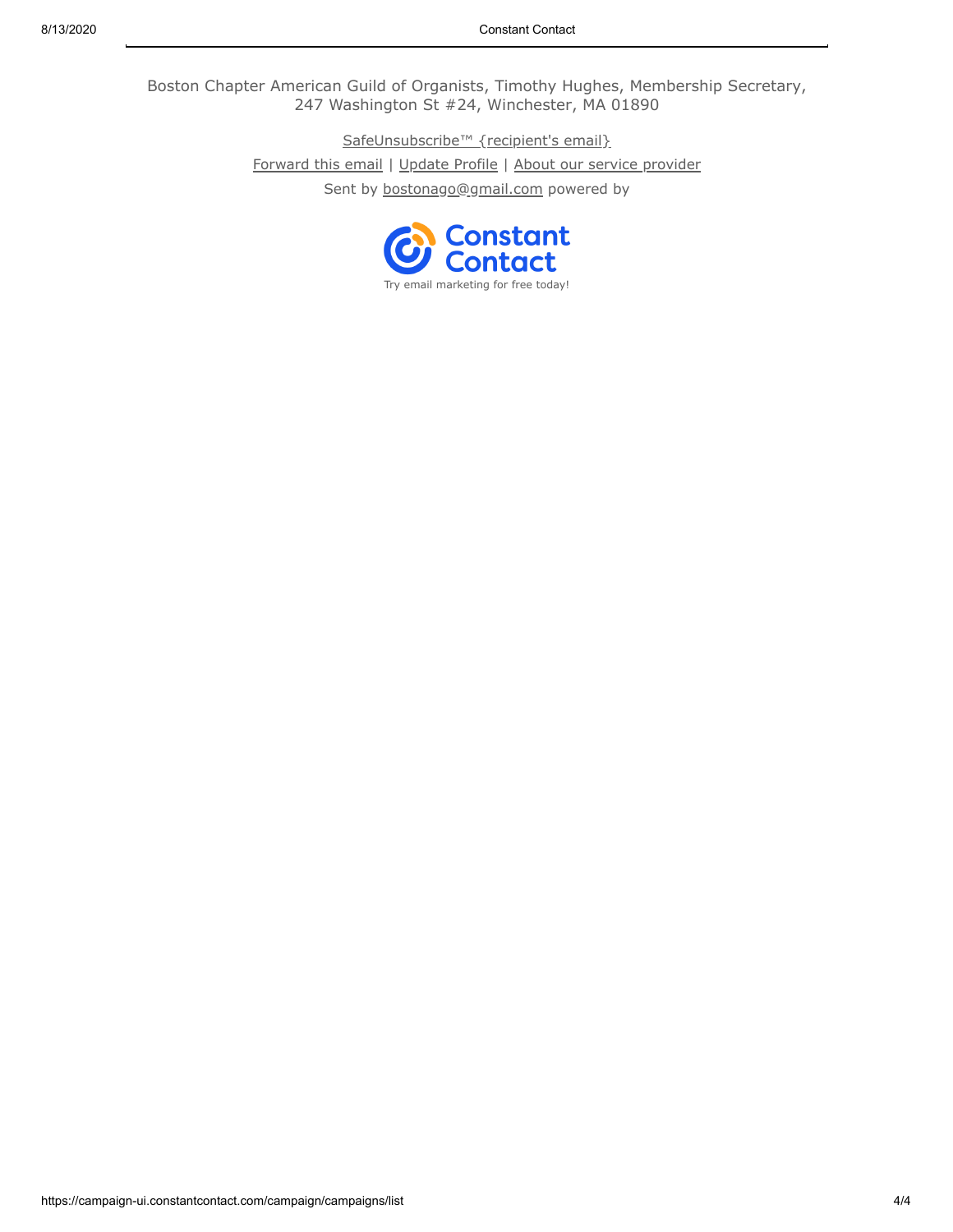Boston Chapter American Guild of Organists, Timothy Hughes, Membership Secretary, 247 Washington St #24, Winchester, MA 01890

SafeUnsubscribe™ {recipient's email}

Forward this email | Update Profile | About our service provider

Sent by bostonago@gmail.com powered by

Constant Contact

Try email marketing for free today!